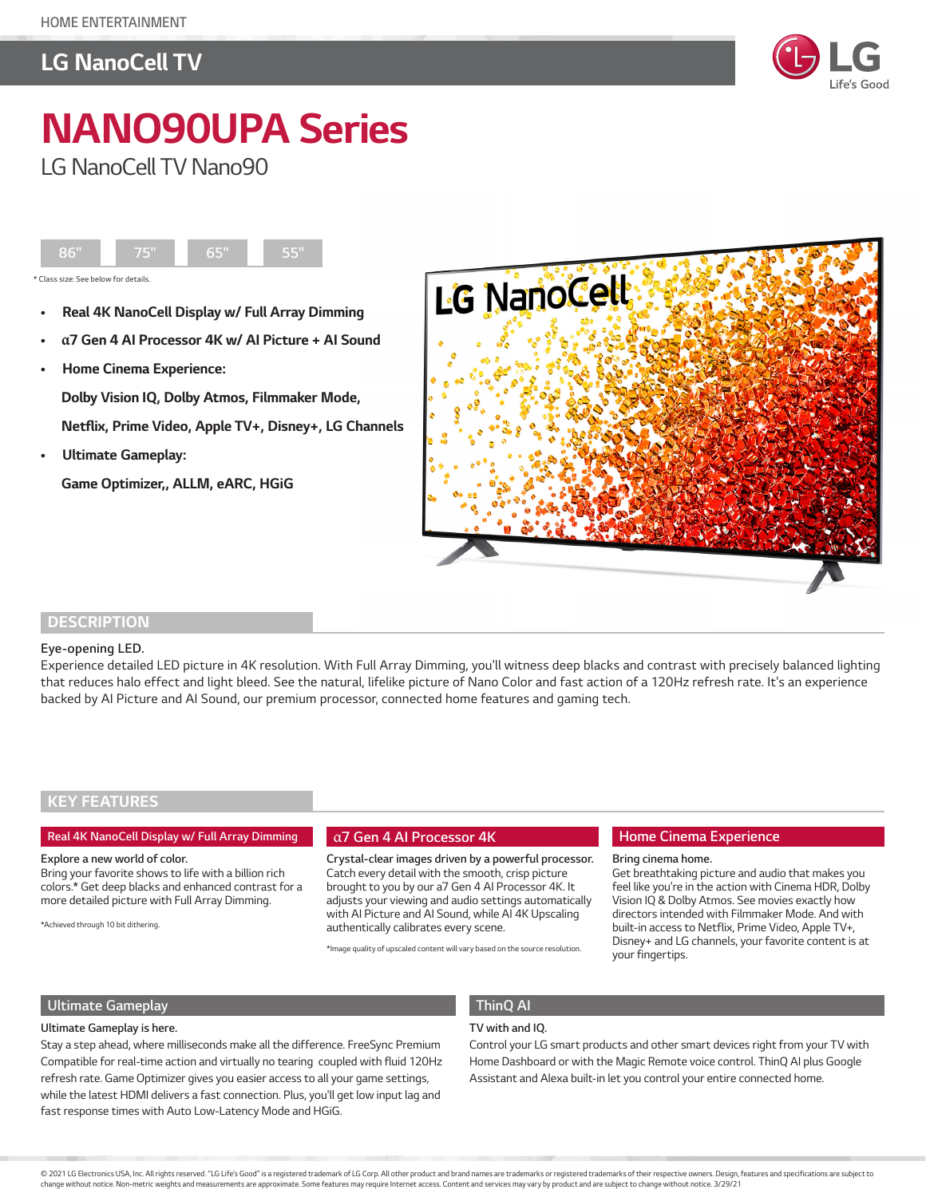HOME ENTERTAINMENT

## LG NanoCell TV

# NANO90UPA Series

LG NanoCell TV Nano90

86" | 75" | 65" | 55"

* Class size: See below for details.

- **Real 4K NanoCell Display w/ Full Array Dimming**
- **α7 Gen 4 AI Processor 4K w/ AI Picture + AI Sound**
- **Home Cinema Experience:**
  **Dolby Vision IQ, Dolby Atmos, Filmmaker Mode, Netflix, Prime Video, Apple TV+, Disney+, LG Channels**
- **Ultimate Gameplay:**
  **Game Optimizer,, ALLM, eARC, HGiG**

## DESCRIPTION

Eye-opening LED.

Experience detailed LED picture in 4K resolution. With Full Array Dimming, you'll witness deep blacks and contrast with precisely balanced lighting that reduces halo effect and light bleed. See the natural, lifelike picture of Nano Color and fast action of a 120Hz refresh rate. It's an experience backed by AI Picture and AI Sound, our premium processor, connected home features and gaming tech.

## KEY FEATURES

### Real 4K NanoCell Display w/ Full Array Dimming

Explore a new world of color.

Bring your favorite shows to life with a billion rich colors.* Get deep blacks and enhanced contrast for a more detailed picture with Full Array Dimming.

*Achieved through 10 bit dithering.

### α7 Gen 4 AI Processor 4K

Crystal-clear images driven by a powerful processor.

Catch every detail with the smooth, crisp picture brought to you by our α7 Gen 4 AI Processor 4K. It adjusts your viewing and audio settings automatically with AI Picture and AI Sound, while AI 4K Upscaling authentically calibrates every scene.

*Image quality of upscaled content will vary based on the source resolution.

### Home Cinema Experience

Bring cinema home.

Get breathtaking picture and audio that makes you feel like you're in the action with Cinema HDR, Dolby Vision IQ & Dolby Atmos. See movies exactly how directors intended with Filmmaker Mode. And with built-in access to Netflix, Prime Video, Apple TV+, Disney+ and LG channels, your favorite content is at your fingertips.

### Ultimate Gameplay

Ultimate Gameplay is here.

Stay a step ahead, where milliseconds make all the difference. FreeSync Premium Compatible for real-time action and virtually no tearing coupled with fluid 120Hz refresh rate. Game Optimizer gives you easier access to all your game settings, while the latest HDMI delivers a fast connection. Plus, you'll get low input lag and fast response times with Auto Low-Latency Mode and HGiG.

### ThinQ AI

TV with and IQ.

Control your LG smart products and other smart devices right from your TV with Home Dashboard or with the Magic Remote voice control. ThinQ AI plus Google Assistant and Alexa built-in let you control your entire connected home.

© 2021 LG Electronics USA, Inc. All rights reserved. "LG Life's Good" is a registered trademark of LG Corp. All other product and brand names are trademarks or registered trademarks of their respective owners. Design, features and specifications are subject to change without notice. Non-metric weights and measurements are approximate. Some features may require Internet access. Content and services may vary by product and are subject to change without notice. 3/29/21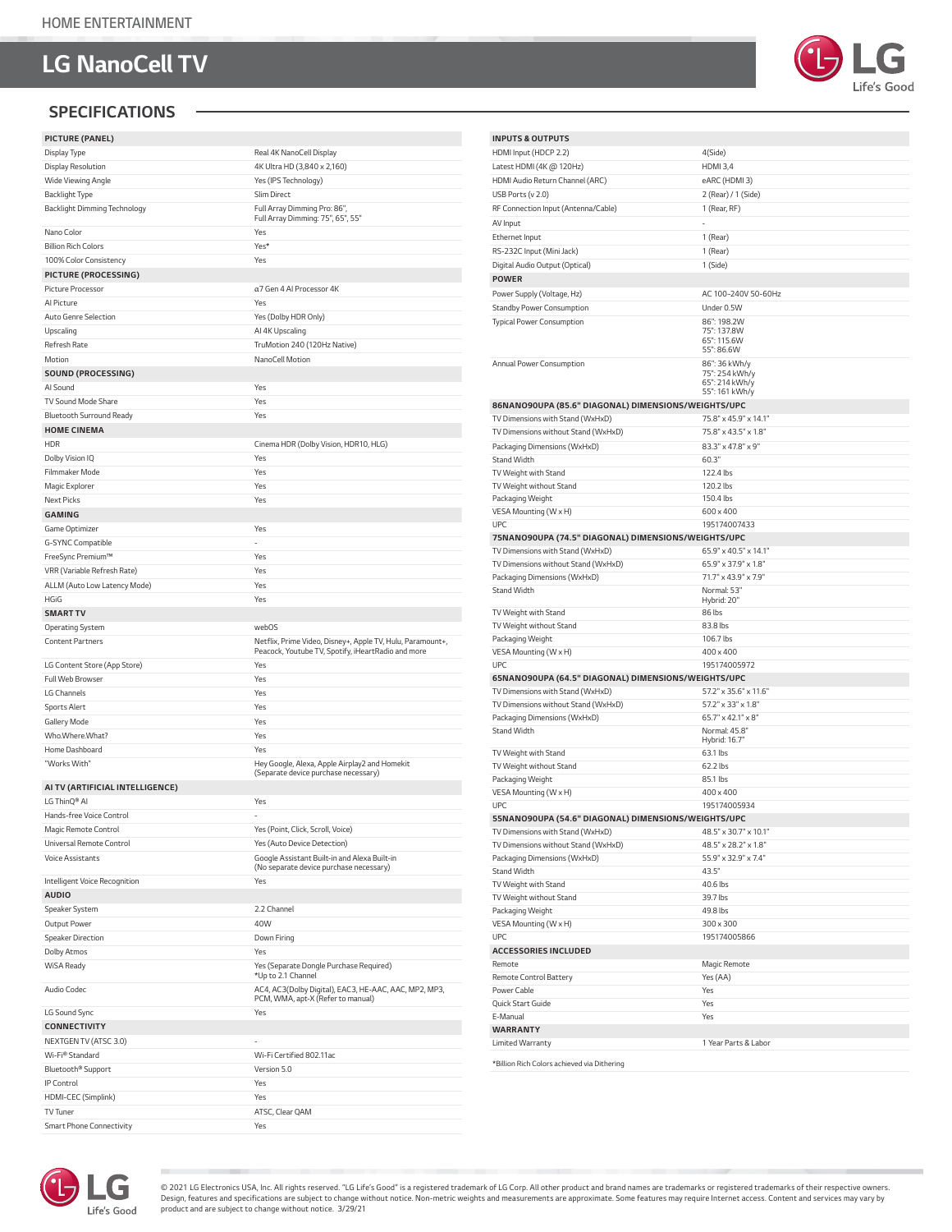HOME ENTERTAINMENT

# LG NanoCell TV

## SPECIFICATIONS

| | |
|---|---|
| **PICTURE (PANEL)** | |
| Display Type | Real 4K NanoCell Display |
| Display Resolution | 4K Ultra HD (3,840 x 2,160) |
| Wide Viewing Angle | Yes (IPS Technology) |
| Backlight Type | Slim Direct |
| Backlight Dimming Technology | Full Array Dimming Pro: 86", Full Array Dimming: 75", 65", 55" |
| Nano Color | Yes |
| Billion Rich Colors | Yes* |
| 100% Color Consistency | Yes |
| **PICTURE (PROCESSING)** | |
| Picture Processor | α7 Gen 4 AI Processor 4K |
| AI Picture | Yes |
| Auto Genre Selection | Yes (Dolby HDR Only) |
| Upscaling | AI 4K Upscaling |
| Refresh Rate | TruMotion 240 (120Hz Native) |
| Motion | NanoCell Motion |
| **SOUND (PROCESSING)** | |
| AI Sound | Yes |
| TV Sound Mode Share | Yes |
| Bluetooth Surround Ready | Yes |
| **HOME CINEMA** | |
| HDR | Cinema HDR (Dolby Vision, HDR10, HLG) |
| Dolby Vision IQ | Yes |
| Filmmaker Mode | Yes |
| Magic Explorer | Yes |
| Next Picks | Yes |
| **GAMING** | |
| Game Optimizer | Yes |
| G-SYNC Compatible | - |
| FreeSync Premium™ | Yes |
| VRR (Variable Refresh Rate) | Yes |
| ALLM (Auto Low Latency Mode) | Yes |
| HGiG | Yes |
| **SMART TV** | |
| Operating System | webOS |
| Content Partners | Netflix, Prime Video, Disney+, Apple TV, Hulu, Paramount+, Peacock, Youtube TV, Spotify, iHeartRadio and more |
| LG Content Store (App Store) | Yes |
| Full Web Browser | Yes |
| LG Channels | Yes |
| Sports Alert | Yes |
| Gallery Mode | Yes |
| Who.Where.What? | Yes |
| Home Dashboard | Yes |
| "Works With" | Hey Google, Alexa, Apple Airplay2 and Homekit (Separate device purchase necessary) |
| **AI TV (ARTIFICIAL INTELLIGENCE)** | |
| LG ThinQ® AI | Yes |
| Hands-free Voice Control | - |
| Magic Remote Control | Yes (Point, Click, Scroll, Voice) |
| Universal Remote Control | Yes (Auto Device Detection) |
| Voice Assistants | Google Assistant Built-in and Alexa Built-in (No separate device purchase necessary) |
| Intelligent Voice Recognition | Yes |
| **AUDIO** | |
| Speaker System | 2.2 Channel |
| Output Power | 40W |
| Speaker Direction | Down Firing |
| Dolby Atmos | Yes |
| WiSA Ready | Yes (Separate Dongle Purchase Required) *Up to 2.1 Channel |
| Audio Codec | AC4, AC3(Dolby Digital), EAC3, HE-AAC, AAC, MP2, MP3, PCM, WMA, apt-X (Refer to manual) |
| LG Sound Sync | Yes |
| **CONNECTIVITY** | |
| NEXTGEN TV (ATSC 3.0) | - |
| Wi-Fi® Standard | Wi-Fi Certified 802.11ac |
| Bluetooth® Support | Version 5.0 |
| IP Control | Yes |
| HDMI-CEC (Simplink) | Yes |
| TV Tuner | ATSC, Clear QAM |
| Smart Phone Connectivity | Yes |

| | |
|---|---|
| **INPUTS & OUTPUTS** | |
| HDMI Input (HDCP 2.2) | 4(Side) |
| Latest HDMI (4K @ 120Hz) | HDMI 3,4 |
| HDMI Audio Return Channel (ARC) | eARC (HDMI 3) |
| USB Ports (v 2.0) | 2 (Rear) / 1 (Side) |
| RF Connection Input (Antenna/Cable) | 1 (Rear, RF) |
| AV Input | - |
| Ethernet Input | 1 (Rear) |
| RS-232C Input (Mini Jack) | 1 (Rear) |
| Digital Audio Output (Optical) | 1 (Side) |
| **POWER** | |
| Power Supply (Voltage, Hz) | AC 100~240V 50-60Hz |
| Standby Power Consumption | Under 0.5W |
| Typical Power Consumption | 86": 198.2W<br>75": 137.8W<br>65": 115.6W<br>55": 86.6W |
| Annual Power Consumption | 86": 36 kWh/y<br>75": 254 kWh/y<br>65": 214 kWh/y<br>55": 161 kWh/y |
| **86NANO90UPA (85.6" DIAGONAL) DIMENSIONS/WEIGHTS/UPC** | |
| TV Dimensions with Stand (WxHxD) | 75.8" x 45.9" x 14.1" |
| TV Dimensions without Stand (WxHxD) | 75.8" x 43.5" x 1.8" |
| Packaging Dimensions (WxHxD) | 83.3" x 47.8" x 9" |
| Stand Width | 60.3" |
| TV Weight with Stand | 122.4 lbs |
| TV Weight without Stand | 120.2 lbs |
| Packaging Weight | 150.4 lbs |
| VESA Mounting (W x H) | 600 x 400 |
| UPC | 195174007433 |
| **75NANO90UPA (74.5" DIAGONAL) DIMENSIONS/WEIGHTS/UPC** | |
| TV Dimensions with Stand (WxHxD) | 65.9" x 40.5" x 14.1" |
| TV Dimensions without Stand (WxHxD) | 65.9" x 37.9" x 1.8" |
| Packaging Dimensions (WxHxD) | 71.7" x 43.9" x 7.9" |
| Stand Width | Normal: 53"<br>Hybrid: 20" |
| TV Weight with Stand | 86 lbs |
| TV Weight without Stand | 83.8 lbs |
| Packaging Weight | 106.7 lbs |
| VESA Mounting (W x H) | 400 x 400 |
| UPC | 195174005972 |
| **65NANO90UPA (64.5" DIAGONAL) DIMENSIONS/WEIGHTS/UPC** | |
| TV Dimensions with Stand (WxHxD) | 57.2" x 35.6" x 11.6" |
| TV Dimensions without Stand (WxHxD) | 57.2" x 33" x 1.8" |
| Packaging Dimensions (WxHxD) | 65.7" x 42.1" x 8" |
| Stand Width | Normal: 45.8"<br>Hybrid: 16.7" |
| TV Weight with Stand | 63.1 lbs |
| TV Weight without Stand | 62.2 lbs |
| Packaging Weight | 85.1 lbs |
| VESA Mounting (W x H) | 400 x 400 |
| UPC | 195174005934 |
| **55NANO90UPA (54.6" DIAGONAL) DIMENSIONS/WEIGHTS/UPC** | |
| TV Dimensions with Stand (WxHxD) | 48.5" x 30.7" x 10.1" |
| TV Dimensions without Stand (WxHxD) | 48.5" x 28.2" x 1.8" |
| Packaging Dimensions (WxHxD) | 55.9" x 32.9" x 7.4" |
| Stand Width | 43.5" |
| TV Weight with Stand | 40.6 lbs |
| TV Weight without Stand | 39.7 lbs |
| Packaging Weight | 49.8 lbs |
| VESA Mounting (W x H) | 300 x 300 |
| UPC | 195174005866 |
| **ACCESSORIES INCLUDED** | |
| Remote | Magic Remote |
| Remote Control Battery | Yes (AA) |
| Power Cable | Yes |
| Quick Start Guide | Yes |
| E-Manual | Yes |
| **WARRANTY** | |
| Limited Warranty | 1 Year Parts & Labor |

*Billion Rich Colors achieved via Dithering

© 2021 LG Electronics USA, Inc. All rights reserved. "LG Life's Good" is a registered trademark of LG Corp. All other product and brand names are trademarks or registered trademarks of their respective owners. Design, features and specifications are subject to change without notice. Non-metric weights and measurements are approximate. Some features may require Internet access. Content and services may vary by product and are subject to change without notice. 3/29/21